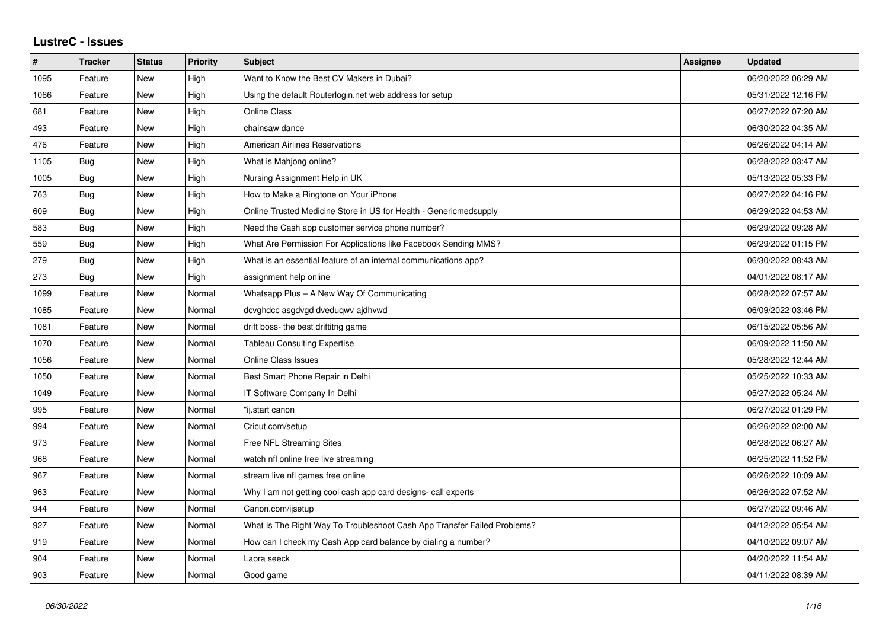# LustreC - Issues

| # | Tracker | Status | Priority | Subject | Assignee | Updated |
|---|---|---|---|---|---|---|
| 1095 | Feature | New | High | Want to Know the Best CV Makers in Dubai? | | 06/20/2022 06:29 AM |
| 1066 | Feature | New | High | Using the default Routerlogin.net web address for setup | | 05/31/2022 12:16 PM |
| 681 | Feature | New | High | Online Class | | 06/27/2022 07:20 AM |
| 493 | Feature | New | High | chainsaw dance | | 06/30/2022 04:35 AM |
| 476 | Feature | New | High | American Airlines Reservations | | 06/26/2022 04:14 AM |
| 1105 | Bug | New | High | What is Mahjong online? | | 06/28/2022 03:47 AM |
| 1005 | Bug | New | High | Nursing Assignment Help in UK | | 05/13/2022 05:33 PM |
| 763 | Bug | New | High | How to Make a Ringtone on Your iPhone | | 06/27/2022 04:16 PM |
| 609 | Bug | New | High | Online Trusted Medicine Store in US for Health - Genericmedsupply | | 06/29/2022 04:53 AM |
| 583 | Bug | New | High | Need the Cash app customer service phone number? | | 06/29/2022 09:28 AM |
| 559 | Bug | New | High | What Are Permission For Applications like Facebook Sending MMS? | | 06/29/2022 01:15 PM |
| 279 | Bug | New | High | What is an essential feature of an internal communications app? | | 06/30/2022 08:43 AM |
| 273 | Bug | New | High | assignment help online | | 04/01/2022 08:17 AM |
| 1099 | Feature | New | Normal | Whatsapp Plus – A New Way Of Communicating | | 06/28/2022 07:57 AM |
| 1085 | Feature | New | Normal | dcvghdcc asgdvgd dveduqwv ajdhvwd | | 06/09/2022 03:46 PM |
| 1081 | Feature | New | Normal | drift boss- the best driftitng game | | 06/15/2022 05:56 AM |
| 1070 | Feature | New | Normal | Tableau Consulting Expertise | | 06/09/2022 11:50 AM |
| 1056 | Feature | New | Normal | Online Class Issues | | 05/28/2022 12:44 AM |
| 1050 | Feature | New | Normal | Best Smart Phone Repair in Delhi | | 05/25/2022 10:33 AM |
| 1049 | Feature | New | Normal | IT Software Company In Delhi | | 05/27/2022 05:24 AM |
| 995 | Feature | New | Normal | "ij.start canon | | 06/27/2022 01:29 PM |
| 994 | Feature | New | Normal | Cricut.com/setup | | 06/26/2022 02:00 AM |
| 973 | Feature | New | Normal | Free NFL Streaming Sites | | 06/28/2022 06:27 AM |
| 968 | Feature | New | Normal | watch nfl online free live streaming | | 06/25/2022 11:52 PM |
| 967 | Feature | New | Normal | stream live nfl games free online | | 06/26/2022 10:09 AM |
| 963 | Feature | New | Normal | Why I am not getting cool cash app card designs- call experts | | 06/26/2022 07:52 AM |
| 944 | Feature | New | Normal | Canon.com/ijsetup | | 06/27/2022 09:46 AM |
| 927 | Feature | New | Normal | What Is The Right Way To Troubleshoot Cash App Transfer Failed Problems? | | 04/12/2022 05:54 AM |
| 919 | Feature | New | Normal | How can I check my Cash App card balance by dialing a number? | | 04/10/2022 09:07 AM |
| 904 | Feature | New | Normal | Laora seeck | | 04/20/2022 11:54 AM |
| 903 | Feature | New | Normal | Good game | | 04/11/2022 08:39 AM |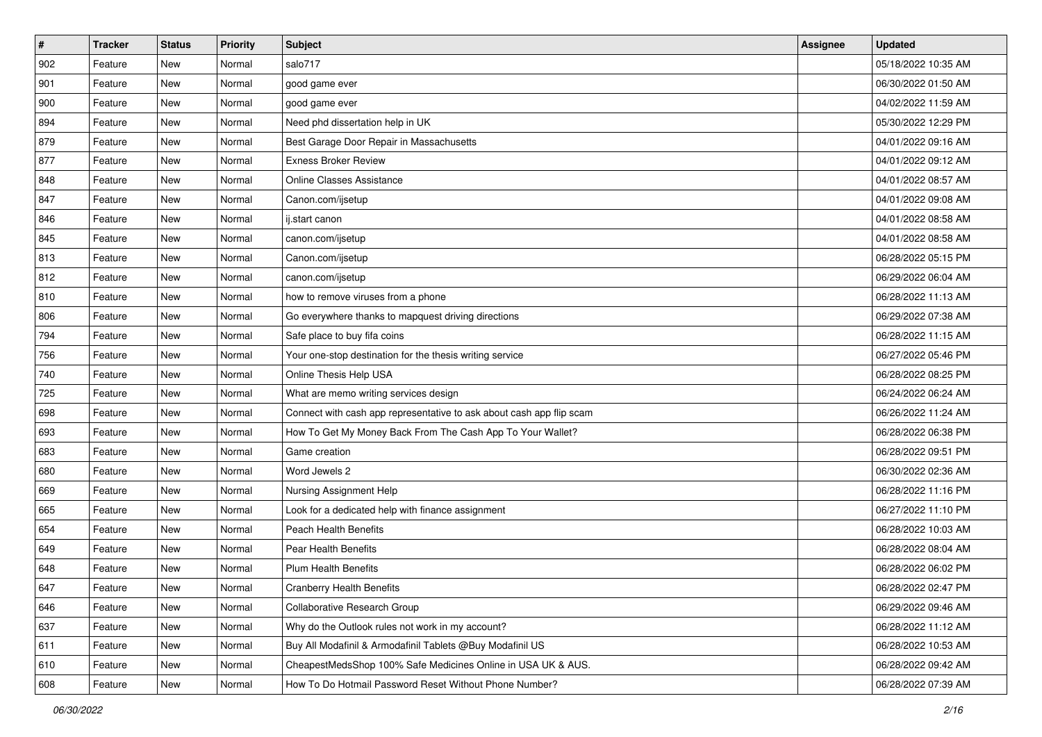| # | Tracker | Status | Priority | Subject | Assignee | Updated |
|---|---|---|---|---|---|---|
| 902 | Feature | New | Normal | salo717 | | 05/18/2022 10:35 AM |
| 901 | Feature | New | Normal | good game ever | | 06/30/2022 01:50 AM |
| 900 | Feature | New | Normal | good game ever | | 04/02/2022 11:59 AM |
| 894 | Feature | New | Normal | Need phd dissertation help in UK | | 05/30/2022 12:29 PM |
| 879 | Feature | New | Normal | Best Garage Door Repair in Massachusetts | | 04/01/2022 09:16 AM |
| 877 | Feature | New | Normal | Exness Broker Review | | 04/01/2022 09:12 AM |
| 848 | Feature | New | Normal | Online Classes Assistance | | 04/01/2022 08:57 AM |
| 847 | Feature | New | Normal | Canon.com/ijsetup | | 04/01/2022 09:08 AM |
| 846 | Feature | New | Normal | ij.start canon | | 04/01/2022 08:58 AM |
| 845 | Feature | New | Normal | canon.com/ijsetup | | 04/01/2022 08:58 AM |
| 813 | Feature | New | Normal | Canon.com/ijsetup | | 06/28/2022 05:15 PM |
| 812 | Feature | New | Normal | canon.com/ijsetup | | 06/29/2022 06:04 AM |
| 810 | Feature | New | Normal | how to remove viruses from a phone | | 06/28/2022 11:13 AM |
| 806 | Feature | New | Normal | Go everywhere thanks to mapquest driving directions | | 06/29/2022 07:38 AM |
| 794 | Feature | New | Normal | Safe place to buy fifa coins | | 06/28/2022 11:15 AM |
| 756 | Feature | New | Normal | Your one-stop destination for the thesis writing service | | 06/27/2022 05:46 PM |
| 740 | Feature | New | Normal | Online Thesis Help USA | | 06/28/2022 08:25 PM |
| 725 | Feature | New | Normal | What are memo writing services design | | 06/24/2022 06:24 AM |
| 698 | Feature | New | Normal | Connect with cash app representative to ask about cash app flip scam | | 06/26/2022 11:24 AM |
| 693 | Feature | New | Normal | How To Get My Money Back From The Cash App To Your Wallet? | | 06/28/2022 06:38 PM |
| 683 | Feature | New | Normal | Game creation | | 06/28/2022 09:51 PM |
| 680 | Feature | New | Normal | Word Jewels 2 | | 06/30/2022 02:36 AM |
| 669 | Feature | New | Normal | Nursing Assignment Help | | 06/28/2022 11:16 PM |
| 665 | Feature | New | Normal | Look for a dedicated help with finance assignment | | 06/27/2022 11:10 PM |
| 654 | Feature | New | Normal | Peach Health Benefits | | 06/28/2022 10:03 AM |
| 649 | Feature | New | Normal | Pear Health Benefits | | 06/28/2022 08:04 AM |
| 648 | Feature | New | Normal | Plum Health Benefits | | 06/28/2022 06:02 PM |
| 647 | Feature | New | Normal | Cranberry Health Benefits | | 06/28/2022 02:47 PM |
| 646 | Feature | New | Normal | Collaborative Research Group | | 06/29/2022 09:46 AM |
| 637 | Feature | New | Normal | Why do the Outlook rules not work in my account? | | 06/28/2022 11:12 AM |
| 611 | Feature | New | Normal | Buy All Modafinil & Armodafinil Tablets @Buy Modafinil US | | 06/28/2022 10:53 AM |
| 610 | Feature | New | Normal | CheapestMedsShop 100% Safe Medicines Online in USA UK & AUS. | | 06/28/2022 09:42 AM |
| 608 | Feature | New | Normal | How To Do Hotmail Password Reset Without Phone Number? | | 06/28/2022 07:39 AM |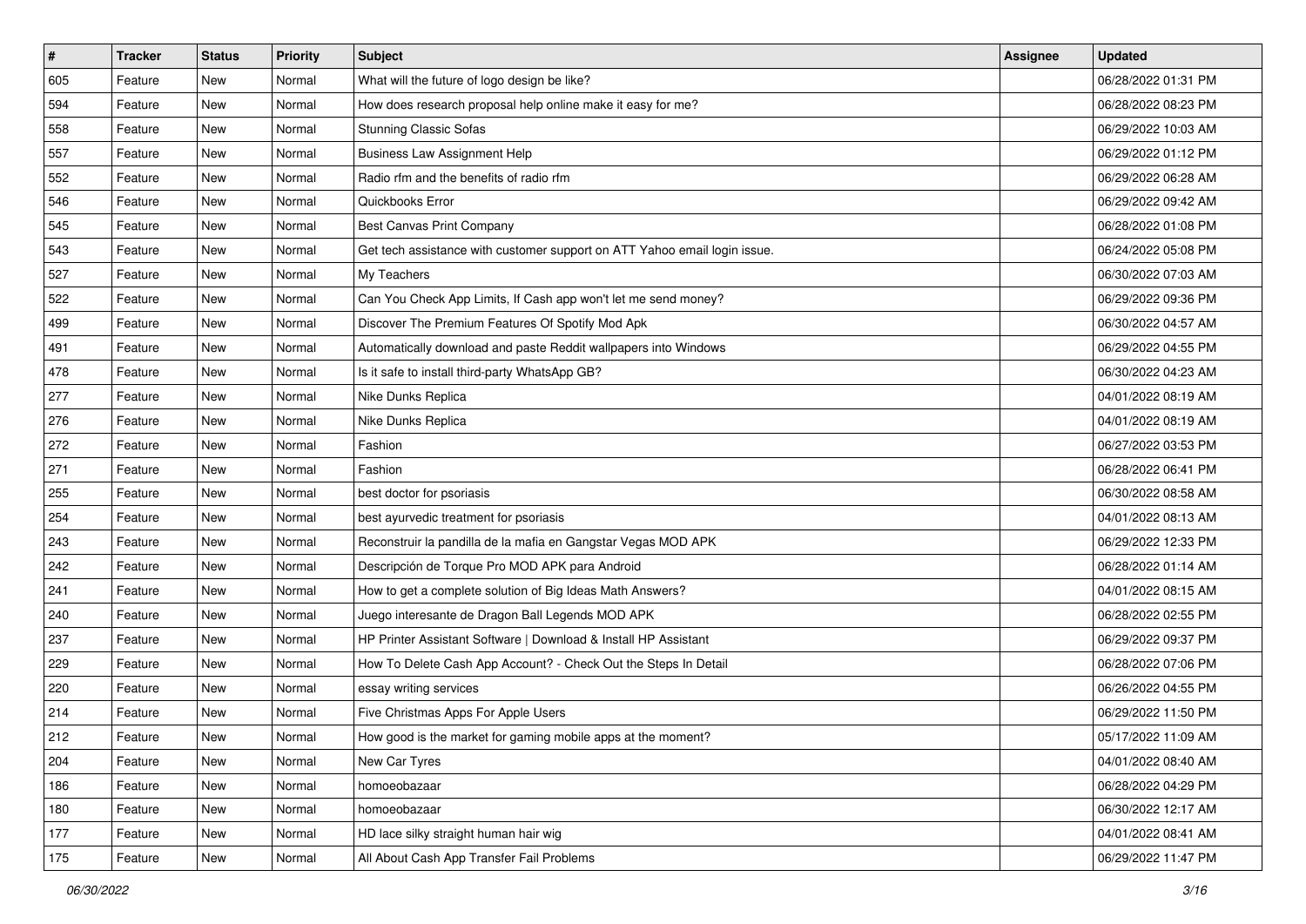| # | Tracker | Status | Priority | Subject | Assignee | Updated |
|---|---|---|---|---|---|---|
| 605 | Feature | New | Normal | What will the future of logo design be like? | | 06/28/2022 01:31 PM |
| 594 | Feature | New | Normal | How does research proposal help online make it easy for me? | | 06/28/2022 08:23 PM |
| 558 | Feature | New | Normal | Stunning Classic Sofas | | 06/29/2022 10:03 AM |
| 557 | Feature | New | Normal | Business Law Assignment Help | | 06/29/2022 01:12 PM |
| 552 | Feature | New | Normal | Radio rfm and the benefits of radio rfm | | 06/29/2022 06:28 AM |
| 546 | Feature | New | Normal | Quickbooks Error | | 06/29/2022 09:42 AM |
| 545 | Feature | New | Normal | Best Canvas Print Company | | 06/28/2022 01:08 PM |
| 543 | Feature | New | Normal | Get tech assistance with customer support on ATT Yahoo email login issue. | | 06/24/2022 05:08 PM |
| 527 | Feature | New | Normal | My Teachers | | 06/30/2022 07:03 AM |
| 522 | Feature | New | Normal | Can You Check App Limits, If Cash app won't let me send money? | | 06/29/2022 09:36 PM |
| 499 | Feature | New | Normal | Discover The Premium Features Of Spotify Mod Apk | | 06/30/2022 04:57 AM |
| 491 | Feature | New | Normal | Automatically download and paste Reddit wallpapers into Windows | | 06/29/2022 04:55 PM |
| 478 | Feature | New | Normal | Is it safe to install third-party WhatsApp GB? | | 06/30/2022 04:23 AM |
| 277 | Feature | New | Normal | Nike Dunks Replica | | 04/01/2022 08:19 AM |
| 276 | Feature | New | Normal | Nike Dunks Replica | | 04/01/2022 08:19 AM |
| 272 | Feature | New | Normal | Fashion | | 06/27/2022 03:53 PM |
| 271 | Feature | New | Normal | Fashion | | 06/28/2022 06:41 PM |
| 255 | Feature | New | Normal | best doctor for psoriasis | | 06/30/2022 08:58 AM |
| 254 | Feature | New | Normal | best ayurvedic treatment for psoriasis | | 04/01/2022 08:13 AM |
| 243 | Feature | New | Normal | Reconstruir la pandilla de la mafia en Gangstar Vegas MOD APK | | 06/29/2022 12:33 PM |
| 242 | Feature | New | Normal | Descripción de Torque Pro MOD APK para Android | | 06/28/2022 01:14 AM |
| 241 | Feature | New | Normal | How to get a complete solution of Big Ideas Math Answers? | | 04/01/2022 08:15 AM |
| 240 | Feature | New | Normal | Juego interesante de Dragon Ball Legends MOD APK | | 06/28/2022 02:55 PM |
| 237 | Feature | New | Normal | HP Printer Assistant Software \| Download & Install HP Assistant | | 06/29/2022 09:37 PM |
| 229 | Feature | New | Normal | How To Delete Cash App Account? - Check Out the Steps In Detail | | 06/28/2022 07:06 PM |
| 220 | Feature | New | Normal | essay writing services | | 06/26/2022 04:55 PM |
| 214 | Feature | New | Normal | Five Christmas Apps For Apple Users | | 06/29/2022 11:50 PM |
| 212 | Feature | New | Normal | How good is the market for gaming mobile apps at the moment? | | 05/17/2022 11:09 AM |
| 204 | Feature | New | Normal | New Car Tyres | | 04/01/2022 08:40 AM |
| 186 | Feature | New | Normal | homoeobazaar | | 06/28/2022 04:29 PM |
| 180 | Feature | New | Normal | homoeobazaar | | 06/30/2022 12:17 AM |
| 177 | Feature | New | Normal | HD lace silky straight human hair wig | | 04/01/2022 08:41 AM |
| 175 | Feature | New | Normal | All About Cash App Transfer Fail Problems | | 06/29/2022 11:47 PM |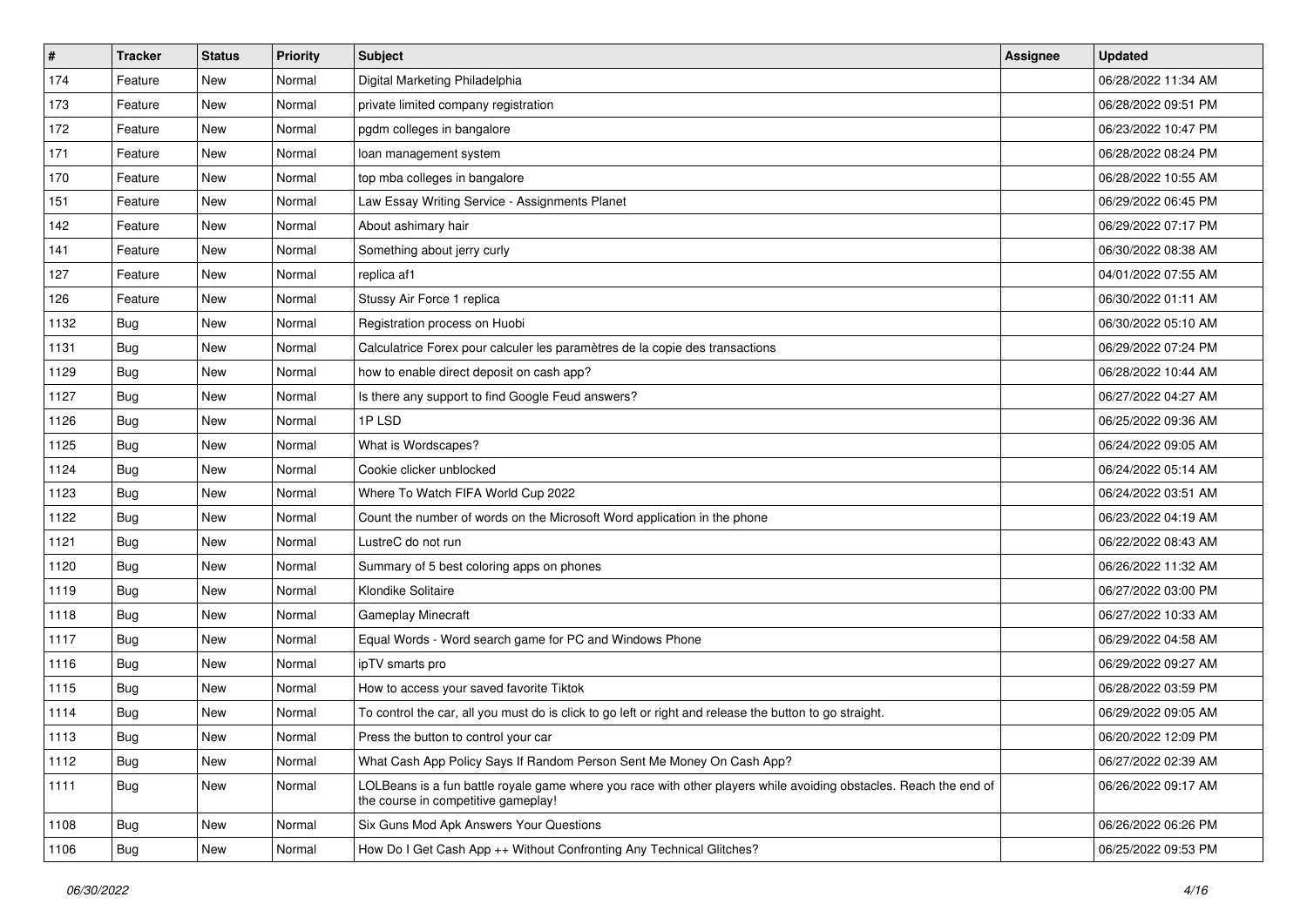| # | Tracker | Status | Priority | Subject | Assignee | Updated |
|---|---|---|---|---|---|---|
| 174 | Feature | New | Normal | Digital Marketing Philadelphia | | 06/28/2022 11:34 AM |
| 173 | Feature | New | Normal | private limited company registration | | 06/28/2022 09:51 PM |
| 172 | Feature | New | Normal | pgdm colleges in bangalore | | 06/23/2022 10:47 PM |
| 171 | Feature | New | Normal | loan management system | | 06/28/2022 08:24 PM |
| 170 | Feature | New | Normal | top mba colleges in bangalore | | 06/28/2022 10:55 AM |
| 151 | Feature | New | Normal | Law Essay Writing Service - Assignments Planet | | 06/29/2022 06:45 PM |
| 142 | Feature | New | Normal | About ashimary hair | | 06/29/2022 07:17 PM |
| 141 | Feature | New | Normal | Something about jerry curly | | 06/30/2022 08:38 AM |
| 127 | Feature | New | Normal | replica af1 | | 04/01/2022 07:55 AM |
| 126 | Feature | New | Normal | Stussy Air Force 1 replica | | 06/30/2022 01:11 AM |
| 1132 | Bug | New | Normal | Registration process on Huobi | | 06/30/2022 05:10 AM |
| 1131 | Bug | New | Normal | Calculatrice Forex pour calculer les paramètres de la copie des transactions | | 06/29/2022 07:24 PM |
| 1129 | Bug | New | Normal | how to enable direct deposit on cash app? | | 06/28/2022 10:44 AM |
| 1127 | Bug | New | Normal | Is there any support to find Google Feud answers? | | 06/27/2022 04:27 AM |
| 1126 | Bug | New | Normal | 1P LSD | | 06/25/2022 09:36 AM |
| 1125 | Bug | New | Normal | What is Wordscapes? | | 06/24/2022 09:05 AM |
| 1124 | Bug | New | Normal | Cookie clicker unblocked | | 06/24/2022 05:14 AM |
| 1123 | Bug | New | Normal | Where To Watch FIFA World Cup 2022 | | 06/24/2022 03:51 AM |
| 1122 | Bug | New | Normal | Count the number of words on the Microsoft Word application in the phone | | 06/23/2022 04:19 AM |
| 1121 | Bug | New | Normal | LustreC do not run | | 06/22/2022 08:43 AM |
| 1120 | Bug | New | Normal | Summary of 5 best coloring apps on phones | | 06/26/2022 11:32 AM |
| 1119 | Bug | New | Normal | Klondike Solitaire | | 06/27/2022 03:00 PM |
| 1118 | Bug | New | Normal | Gameplay Minecraft | | 06/27/2022 10:33 AM |
| 1117 | Bug | New | Normal | Equal Words - Word search game for PC and Windows Phone | | 06/29/2022 04:58 AM |
| 1116 | Bug | New | Normal | ipTV smarts pro | | 06/29/2022 09:27 AM |
| 1115 | Bug | New | Normal | How to access your saved favorite Tiktok | | 06/28/2022 03:59 PM |
| 1114 | Bug | New | Normal | To control the car, all you must do is click to go left or right and release the button to go straight. | | 06/29/2022 09:05 AM |
| 1113 | Bug | New | Normal | Press the button to control your car | | 06/20/2022 12:09 PM |
| 1112 | Bug | New | Normal | What Cash App Policy Says If Random Person Sent Me Money On Cash App? | | 06/27/2022 02:39 AM |
| 1111 | Bug | New | Normal | LOLBeans is a fun battle royale game where you race with other players while avoiding obstacles. Reach the end of the course in competitive gameplay! | | 06/26/2022 09:17 AM |
| 1108 | Bug | New | Normal | Six Guns Mod Apk Answers Your Questions | | 06/26/2022 06:26 PM |
| 1106 | Bug | New | Normal | How Do I Get Cash App ++ Without Confronting Any Technical Glitches? | | 06/25/2022 09:53 PM |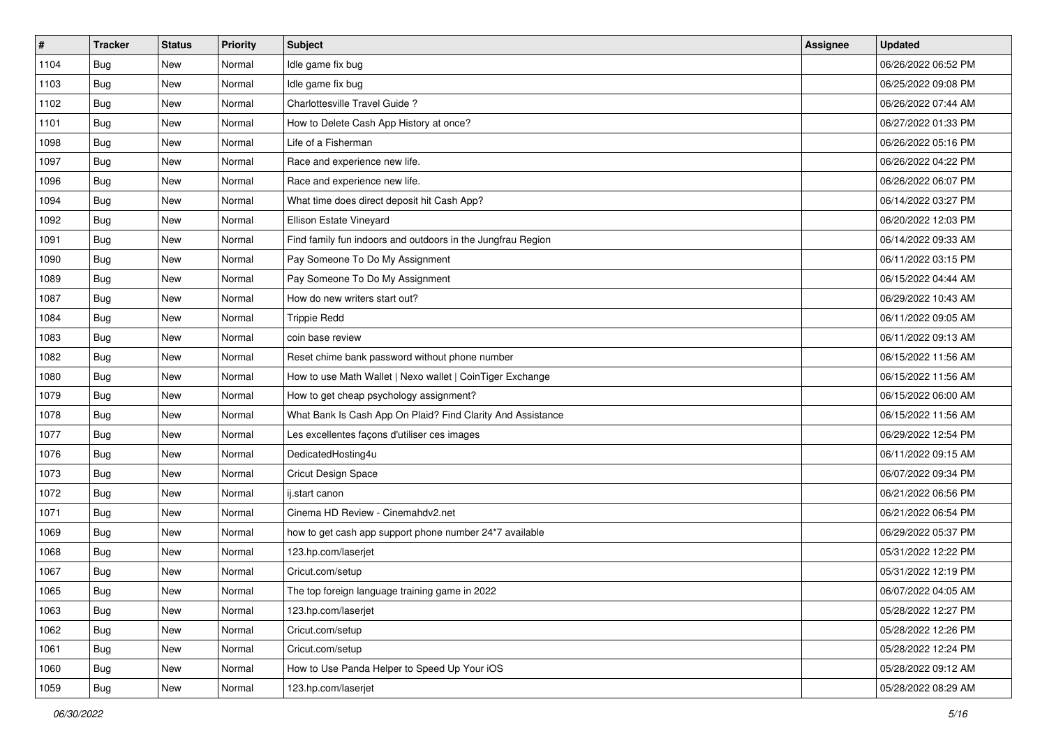| # | Tracker | Status | Priority | Subject | Assignee | Updated |
|---|---|---|---|---|---|---|
| 1104 | Bug | New | Normal | Idle game fix bug | | 06/26/2022 06:52 PM |
| 1103 | Bug | New | Normal | Idle game fix bug | | 06/25/2022 09:08 PM |
| 1102 | Bug | New | Normal | Charlottesville Travel Guide ? | | 06/26/2022 07:44 AM |
| 1101 | Bug | New | Normal | How to Delete Cash App History at once? | | 06/27/2022 01:33 PM |
| 1098 | Bug | New | Normal | Life of a Fisherman | | 06/26/2022 05:16 PM |
| 1097 | Bug | New | Normal | Race and experience new life. | | 06/26/2022 04:22 PM |
| 1096 | Bug | New | Normal | Race and experience new life. | | 06/26/2022 06:07 PM |
| 1094 | Bug | New | Normal | What time does direct deposit hit Cash App? | | 06/14/2022 03:27 PM |
| 1092 | Bug | New | Normal | Ellison Estate Vineyard | | 06/20/2022 12:03 PM |
| 1091 | Bug | New | Normal | Find family fun indoors and outdoors in the Jungfrau Region | | 06/14/2022 09:33 AM |
| 1090 | Bug | New | Normal | Pay Someone To Do My Assignment | | 06/11/2022 03:15 PM |
| 1089 | Bug | New | Normal | Pay Someone To Do My Assignment | | 06/15/2022 04:44 AM |
| 1087 | Bug | New | Normal | How do new writers start out? | | 06/29/2022 10:43 AM |
| 1084 | Bug | New | Normal | Trippie Redd | | 06/11/2022 09:05 AM |
| 1083 | Bug | New | Normal | coin base review | | 06/11/2022 09:13 AM |
| 1082 | Bug | New | Normal | Reset chime bank password without phone number | | 06/15/2022 11:56 AM |
| 1080 | Bug | New | Normal | How to use Math Wallet \| Nexo wallet \| CoinTiger Exchange | | 06/15/2022 11:56 AM |
| 1079 | Bug | New | Normal | How to get cheap psychology assignment? | | 06/15/2022 06:00 AM |
| 1078 | Bug | New | Normal | What Bank Is Cash App On Plaid? Find Clarity And Assistance | | 06/15/2022 11:56 AM |
| 1077 | Bug | New | Normal | Les excellentes façons d'utiliser ces images | | 06/29/2022 12:54 PM |
| 1076 | Bug | New | Normal | DedicatedHosting4u | | 06/11/2022 09:15 AM |
| 1073 | Bug | New | Normal | Cricut Design Space | | 06/07/2022 09:34 PM |
| 1072 | Bug | New | Normal | ij.start canon | | 06/21/2022 06:56 PM |
| 1071 | Bug | New | Normal | Cinema HD Review - Cinemahdv2.net | | 06/21/2022 06:54 PM |
| 1069 | Bug | New | Normal | how to get cash app support phone number 24*7 available | | 06/29/2022 05:37 PM |
| 1068 | Bug | New | Normal | 123.hp.com/laserjet | | 05/31/2022 12:22 PM |
| 1067 | Bug | New | Normal | Cricut.com/setup | | 05/31/2022 12:19 PM |
| 1065 | Bug | New | Normal | The top foreign language training game in 2022 | | 06/07/2022 04:05 AM |
| 1063 | Bug | New | Normal | 123.hp.com/laserjet | | 05/28/2022 12:27 PM |
| 1062 | Bug | New | Normal | Cricut.com/setup | | 05/28/2022 12:26 PM |
| 1061 | Bug | New | Normal | Cricut.com/setup | | 05/28/2022 12:24 PM |
| 1060 | Bug | New | Normal | How to Use Panda Helper to Speed Up Your iOS | | 05/28/2022 09:12 AM |
| 1059 | Bug | New | Normal | 123.hp.com/laserjet | | 05/28/2022 08:29 AM |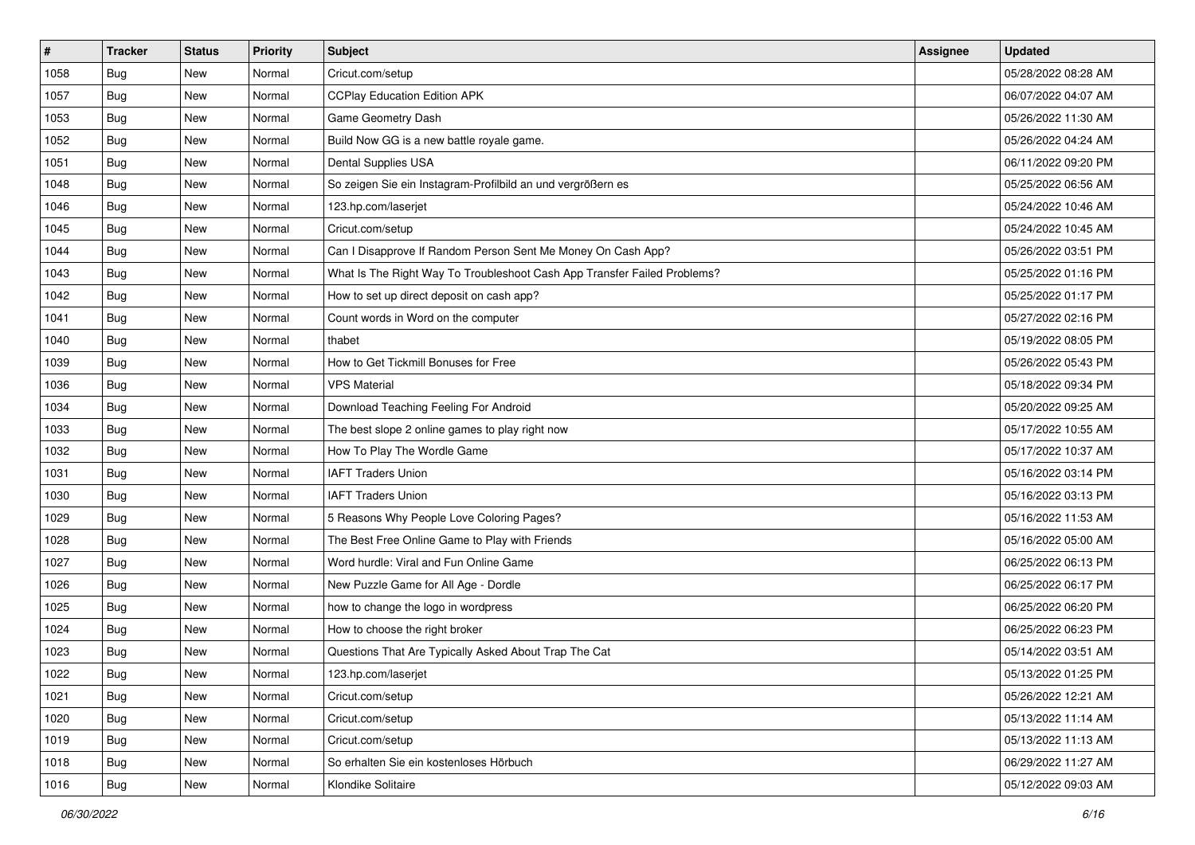| # | Tracker | Status | Priority | Subject | Assignee | Updated |
| --- | --- | --- | --- | --- | --- | --- |
| 1058 | Bug | New | Normal | Cricut.com/setup | | 05/28/2022 08:28 AM |
| 1057 | Bug | New | Normal | CCPlay Education Edition APK | | 06/07/2022 04:07 AM |
| 1053 | Bug | New | Normal | Game Geometry Dash | | 05/26/2022 11:30 AM |
| 1052 | Bug | New | Normal | Build Now GG is a new battle royale game. | | 05/26/2022 04:24 AM |
| 1051 | Bug | New | Normal | Dental Supplies USA | | 06/11/2022 09:20 PM |
| 1048 | Bug | New | Normal | So zeigen Sie ein Instagram-Profilbild an und vergrößern es | | 05/25/2022 06:56 AM |
| 1046 | Bug | New | Normal | 123.hp.com/laserjet | | 05/24/2022 10:46 AM |
| 1045 | Bug | New | Normal | Cricut.com/setup | | 05/24/2022 10:45 AM |
| 1044 | Bug | New | Normal | Can I Disapprove If Random Person Sent Me Money On Cash App? | | 05/26/2022 03:51 PM |
| 1043 | Bug | New | Normal | What Is The Right Way To Troubleshoot Cash App Transfer Failed Problems? | | 05/25/2022 01:16 PM |
| 1042 | Bug | New | Normal | How to set up direct deposit on cash app? | | 05/25/2022 01:17 PM |
| 1041 | Bug | New | Normal | Count words in Word on the computer | | 05/27/2022 02:16 PM |
| 1040 | Bug | New | Normal | thabet | | 05/19/2022 08:05 PM |
| 1039 | Bug | New | Normal | How to Get Tickmill Bonuses for Free | | 05/26/2022 05:43 PM |
| 1036 | Bug | New | Normal | VPS Material | | 05/18/2022 09:34 PM |
| 1034 | Bug | New | Normal | Download Teaching Feeling For Android | | 05/20/2022 09:25 AM |
| 1033 | Bug | New | Normal | The best slope 2 online games to play right now | | 05/17/2022 10:55 AM |
| 1032 | Bug | New | Normal | How To Play The Wordle Game | | 05/17/2022 10:37 AM |
| 1031 | Bug | New | Normal | IAFT Traders Union | | 05/16/2022 03:14 PM |
| 1030 | Bug | New | Normal | IAFT Traders Union | | 05/16/2022 03:13 PM |
| 1029 | Bug | New | Normal | 5 Reasons Why People Love Coloring Pages? | | 05/16/2022 11:53 AM |
| 1028 | Bug | New | Normal | The Best Free Online Game to Play with Friends | | 05/16/2022 05:00 AM |
| 1027 | Bug | New | Normal | Word hurdle: Viral and Fun Online Game | | 06/25/2022 06:13 PM |
| 1026 | Bug | New | Normal | New Puzzle Game for All Age - Dordle | | 06/25/2022 06:17 PM |
| 1025 | Bug | New | Normal | how to change the logo in wordpress | | 06/25/2022 06:20 PM |
| 1024 | Bug | New | Normal | How to choose the right broker | | 06/25/2022 06:23 PM |
| 1023 | Bug | New | Normal | Questions That Are Typically Asked About Trap The Cat | | 05/14/2022 03:51 AM |
| 1022 | Bug | New | Normal | 123.hp.com/laserjet | | 05/13/2022 01:25 PM |
| 1021 | Bug | New | Normal | Cricut.com/setup | | 05/26/2022 12:21 AM |
| 1020 | Bug | New | Normal | Cricut.com/setup | | 05/13/2022 11:14 AM |
| 1019 | Bug | New | Normal | Cricut.com/setup | | 05/13/2022 11:13 AM |
| 1018 | Bug | New | Normal | So erhalten Sie ein kostenloses Hörbuch | | 06/29/2022 11:27 AM |
| 1016 | Bug | New | Normal | Klondike Solitaire | | 05/12/2022 09:03 AM |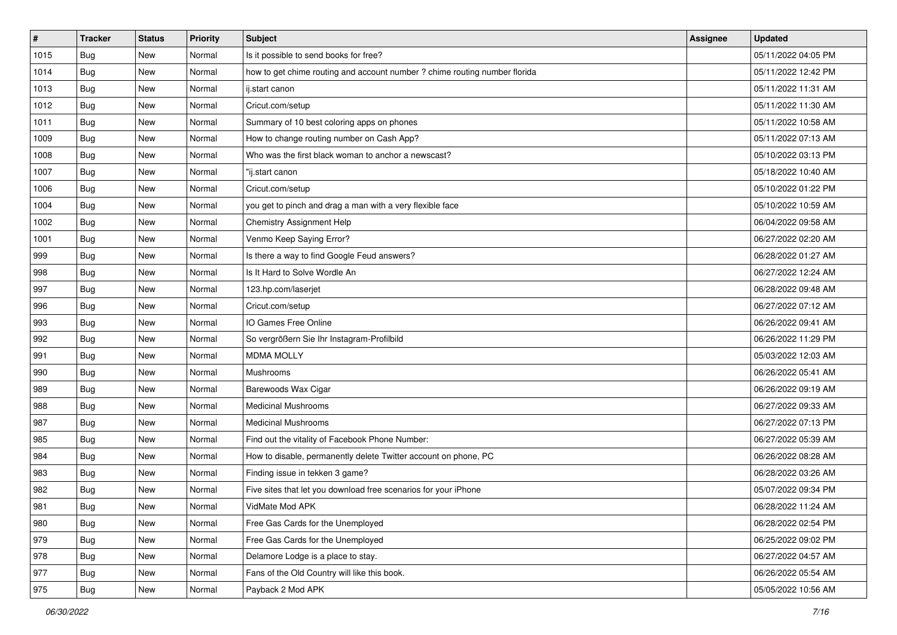| # | Tracker | Status | Priority | Subject | Assignee | Updated |
|---|---|---|---|---|---|---|
| 1015 | Bug | New | Normal | Is it possible to send books for free? | | 05/11/2022 04:05 PM |
| 1014 | Bug | New | Normal | how to get chime routing and account number ? chime routing number florida | | 05/11/2022 12:42 PM |
| 1013 | Bug | New | Normal | ij.start canon | | 05/11/2022 11:31 AM |
| 1012 | Bug | New | Normal | Cricut.com/setup | | 05/11/2022 11:30 AM |
| 1011 | Bug | New | Normal | Summary of 10 best coloring apps on phones | | 05/11/2022 10:58 AM |
| 1009 | Bug | New | Normal | How to change routing number on Cash App? | | 05/11/2022 07:13 AM |
| 1008 | Bug | New | Normal | Who was the first black woman to anchor a newscast? | | 05/10/2022 03:13 PM |
| 1007 | Bug | New | Normal | "ij.start canon | | 05/18/2022 10:40 AM |
| 1006 | Bug | New | Normal | Cricut.com/setup | | 05/10/2022 01:22 PM |
| 1004 | Bug | New | Normal | you get to pinch and drag a man with a very flexible face | | 05/10/2022 10:59 AM |
| 1002 | Bug | New | Normal | Chemistry Assignment Help | | 06/04/2022 09:58 AM |
| 1001 | Bug | New | Normal | Venmo Keep Saying Error? | | 06/27/2022 02:20 AM |
| 999 | Bug | New | Normal | Is there a way to find Google Feud answers? | | 06/28/2022 01:27 AM |
| 998 | Bug | New | Normal | Is It Hard to Solve Wordle An | | 06/27/2022 12:24 AM |
| 997 | Bug | New | Normal | 123.hp.com/laserjet | | 06/28/2022 09:48 AM |
| 996 | Bug | New | Normal | Cricut.com/setup | | 06/27/2022 07:12 AM |
| 993 | Bug | New | Normal | IO Games Free Online | | 06/26/2022 09:41 AM |
| 992 | Bug | New | Normal | So vergrößern Sie Ihr Instagram-Profilbild | | 06/26/2022 11:29 PM |
| 991 | Bug | New | Normal | MDMA MOLLY | | 05/03/2022 12:03 AM |
| 990 | Bug | New | Normal | Mushrooms | | 06/26/2022 05:41 AM |
| 989 | Bug | New | Normal | Barewoods Wax Cigar | | 06/26/2022 09:19 AM |
| 988 | Bug | New | Normal | Medicinal Mushrooms | | 06/27/2022 09:33 AM |
| 987 | Bug | New | Normal | Medicinal Mushrooms | | 06/27/2022 07:13 PM |
| 985 | Bug | New | Normal | Find out the vitality of Facebook Phone Number: | | 06/27/2022 05:39 AM |
| 984 | Bug | New | Normal | How to disable, permanently delete Twitter account on phone, PC | | 06/26/2022 08:28 AM |
| 983 | Bug | New | Normal | Finding issue in tekken 3 game? | | 06/28/2022 03:26 AM |
| 982 | Bug | New | Normal | Five sites that let you download free scenarios for your iPhone | | 05/07/2022 09:34 PM |
| 981 | Bug | New | Normal | VidMate Mod APK | | 06/28/2022 11:24 AM |
| 980 | Bug | New | Normal | Free Gas Cards for the Unemployed | | 06/28/2022 02:54 PM |
| 979 | Bug | New | Normal | Free Gas Cards for the Unemployed | | 06/25/2022 09:02 PM |
| 978 | Bug | New | Normal | Delamore Lodge is a place to stay. | | 06/27/2022 04:57 AM |
| 977 | Bug | New | Normal | Fans of the Old Country will like this book. | | 06/26/2022 05:54 AM |
| 975 | Bug | New | Normal | Payback 2 Mod APK | | 05/05/2022 10:56 AM |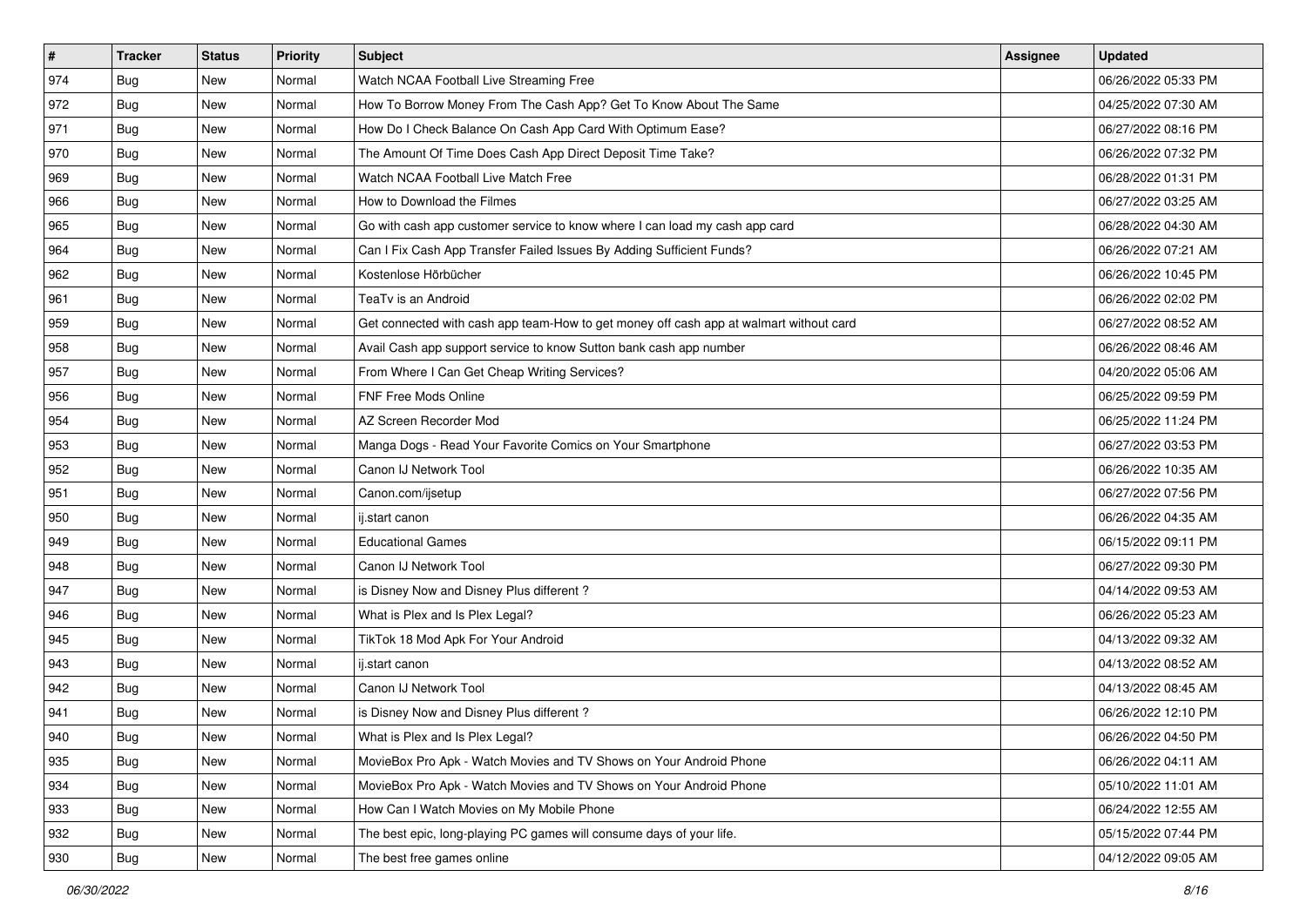| # | Tracker | Status | Priority | Subject | Assignee | Updated |
|---|---|---|---|---|---|---|
| 974 | Bug | New | Normal | Watch NCAA Football Live Streaming Free | | 06/26/2022 05:33 PM |
| 972 | Bug | New | Normal | How To Borrow Money From The Cash App? Get To Know About The Same | | 04/25/2022 07:30 AM |
| 971 | Bug | New | Normal | How Do I Check Balance On Cash App Card With Optimum Ease? | | 06/27/2022 08:16 PM |
| 970 | Bug | New | Normal | The Amount Of Time Does Cash App Direct Deposit Time Take? | | 06/26/2022 07:32 PM |
| 969 | Bug | New | Normal | Watch NCAA Football Live Match Free | | 06/28/2022 01:31 PM |
| 966 | Bug | New | Normal | How to Download the Filmes | | 06/27/2022 03:25 AM |
| 965 | Bug | New | Normal | Go with cash app customer service to know where I can load my cash app card | | 06/28/2022 04:30 AM |
| 964 | Bug | New | Normal | Can I Fix Cash App Transfer Failed Issues By Adding Sufficient Funds? | | 06/26/2022 07:21 AM |
| 962 | Bug | New | Normal | Kostenlose Hörbücher | | 06/26/2022 10:45 PM |
| 961 | Bug | New | Normal | TeaTv is an Android | | 06/26/2022 02:02 PM |
| 959 | Bug | New | Normal | Get connected with cash app team-How to get money off cash app at walmart without card | | 06/27/2022 08:52 AM |
| 958 | Bug | New | Normal | Avail Cash app support service to know Sutton bank cash app number | | 06/26/2022 08:46 AM |
| 957 | Bug | New | Normal | From Where I Can Get Cheap Writing Services? | | 04/20/2022 05:06 AM |
| 956 | Bug | New | Normal | FNF Free Mods Online | | 06/25/2022 09:59 PM |
| 954 | Bug | New | Normal | AZ Screen Recorder Mod | | 06/25/2022 11:24 PM |
| 953 | Bug | New | Normal | Manga Dogs - Read Your Favorite Comics on Your Smartphone | | 06/27/2022 03:53 PM |
| 952 | Bug | New | Normal | Canon IJ Network Tool | | 06/26/2022 10:35 AM |
| 951 | Bug | New | Normal | Canon.com/ijsetup | | 06/27/2022 07:56 PM |
| 950 | Bug | New | Normal | ij.start canon | | 06/26/2022 04:35 AM |
| 949 | Bug | New | Normal | Educational Games | | 06/15/2022 09:11 PM |
| 948 | Bug | New | Normal | Canon IJ Network Tool | | 06/27/2022 09:30 PM |
| 947 | Bug | New | Normal | is Disney Now and Disney Plus different ? | | 04/14/2022 09:53 AM |
| 946 | Bug | New | Normal | What is Plex and Is Plex Legal? | | 06/26/2022 05:23 AM |
| 945 | Bug | New | Normal | TikTok 18 Mod Apk For Your Android | | 04/13/2022 09:32 AM |
| 943 | Bug | New | Normal | ij.start canon | | 04/13/2022 08:52 AM |
| 942 | Bug | New | Normal | Canon IJ Network Tool | | 04/13/2022 08:45 AM |
| 941 | Bug | New | Normal | is Disney Now and Disney Plus different ? | | 06/26/2022 12:10 PM |
| 940 | Bug | New | Normal | What is Plex and Is Plex Legal? | | 06/26/2022 04:50 PM |
| 935 | Bug | New | Normal | MovieBox Pro Apk - Watch Movies and TV Shows on Your Android Phone | | 06/26/2022 04:11 AM |
| 934 | Bug | New | Normal | MovieBox Pro Apk - Watch Movies and TV Shows on Your Android Phone | | 05/10/2022 11:01 AM |
| 933 | Bug | New | Normal | How Can I Watch Movies on My Mobile Phone | | 06/24/2022 12:55 AM |
| 932 | Bug | New | Normal | The best epic, long-playing PC games will consume days of your life. | | 05/15/2022 07:44 PM |
| 930 | Bug | New | Normal | The best free games online | | 04/12/2022 09:05 AM |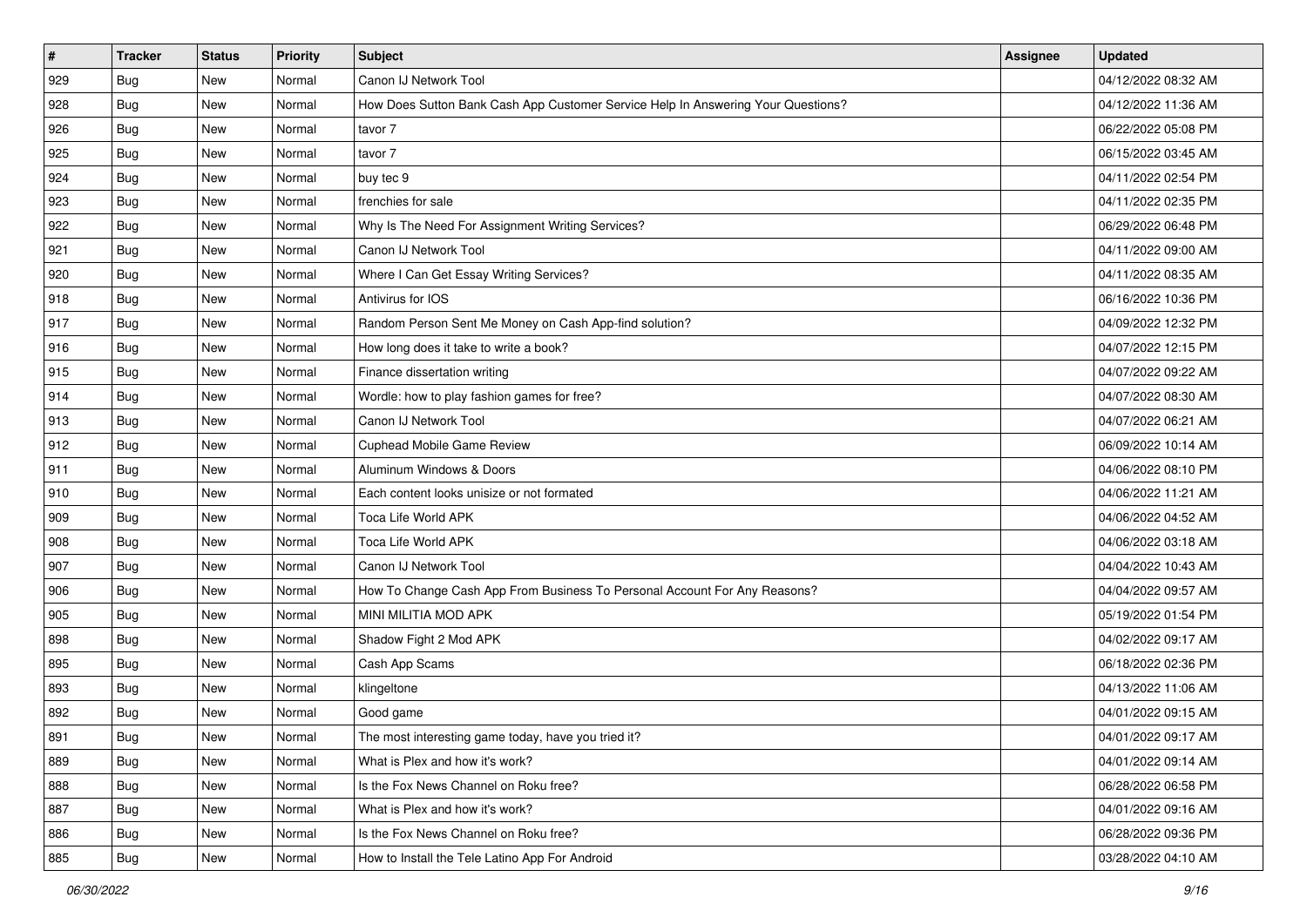| # | Tracker | Status | Priority | Subject | Assignee | Updated |
| --- | --- | --- | --- | --- | --- | --- |
| 929 | Bug | New | Normal | Canon IJ Network Tool | | 04/12/2022 08:32 AM |
| 928 | Bug | New | Normal | How Does Sutton Bank Cash App Customer Service Help In Answering Your Questions? | | 04/12/2022 11:36 AM |
| 926 | Bug | New | Normal | tavor 7 | | 06/22/2022 05:08 PM |
| 925 | Bug | New | Normal | tavor 7 | | 06/15/2022 03:45 AM |
| 924 | Bug | New | Normal | buy tec 9 | | 04/11/2022 02:54 PM |
| 923 | Bug | New | Normal | frenchies for sale | | 04/11/2022 02:35 PM |
| 922 | Bug | New | Normal | Why Is The Need For Assignment Writing Services? | | 06/29/2022 06:48 PM |
| 921 | Bug | New | Normal | Canon IJ Network Tool | | 04/11/2022 09:00 AM |
| 920 | Bug | New | Normal | Where I Can Get Essay Writing Services? | | 04/11/2022 08:35 AM |
| 918 | Bug | New | Normal | Antivirus for IOS | | 06/16/2022 10:36 PM |
| 917 | Bug | New | Normal | Random Person Sent Me Money on Cash App-find solution? | | 04/09/2022 12:32 PM |
| 916 | Bug | New | Normal | How long does it take to write a book? | | 04/07/2022 12:15 PM |
| 915 | Bug | New | Normal | Finance dissertation writing | | 04/07/2022 09:22 AM |
| 914 | Bug | New | Normal | Wordle: how to play fashion games for free? | | 04/07/2022 08:30 AM |
| 913 | Bug | New | Normal | Canon IJ Network Tool | | 04/07/2022 06:21 AM |
| 912 | Bug | New | Normal | Cuphead Mobile Game Review | | 06/09/2022 10:14 AM |
| 911 | Bug | New | Normal | Aluminum Windows & Doors | | 04/06/2022 08:10 PM |
| 910 | Bug | New | Normal | Each content looks unisize or not formated | | 04/06/2022 11:21 AM |
| 909 | Bug | New | Normal | Toca Life World APK | | 04/06/2022 04:52 AM |
| 908 | Bug | New | Normal | Toca Life World APK | | 04/06/2022 03:18 AM |
| 907 | Bug | New | Normal | Canon IJ Network Tool | | 04/04/2022 10:43 AM |
| 906 | Bug | New | Normal | How To Change Cash App From Business To Personal Account For Any Reasons? | | 04/04/2022 09:57 AM |
| 905 | Bug | New | Normal | MINI MILITIA MOD APK | | 05/19/2022 01:54 PM |
| 898 | Bug | New | Normal | Shadow Fight 2 Mod APK | | 04/02/2022 09:17 AM |
| 895 | Bug | New | Normal | Cash App Scams | | 06/18/2022 02:36 PM |
| 893 | Bug | New | Normal | klingeltone | | 04/13/2022 11:06 AM |
| 892 | Bug | New | Normal | Good game | | 04/01/2022 09:15 AM |
| 891 | Bug | New | Normal | The most interesting game today, have you tried it? | | 04/01/2022 09:17 AM |
| 889 | Bug | New | Normal | What is Plex and how it's work? | | 04/01/2022 09:14 AM |
| 888 | Bug | New | Normal | Is the Fox News Channel on Roku free? | | 06/28/2022 06:58 PM |
| 887 | Bug | New | Normal | What is Plex and how it's work? | | 04/01/2022 09:16 AM |
| 886 | Bug | New | Normal | Is the Fox News Channel on Roku free? | | 06/28/2022 09:36 PM |
| 885 | Bug | New | Normal | How to Install the Tele Latino App For Android | | 03/28/2022 04:10 AM |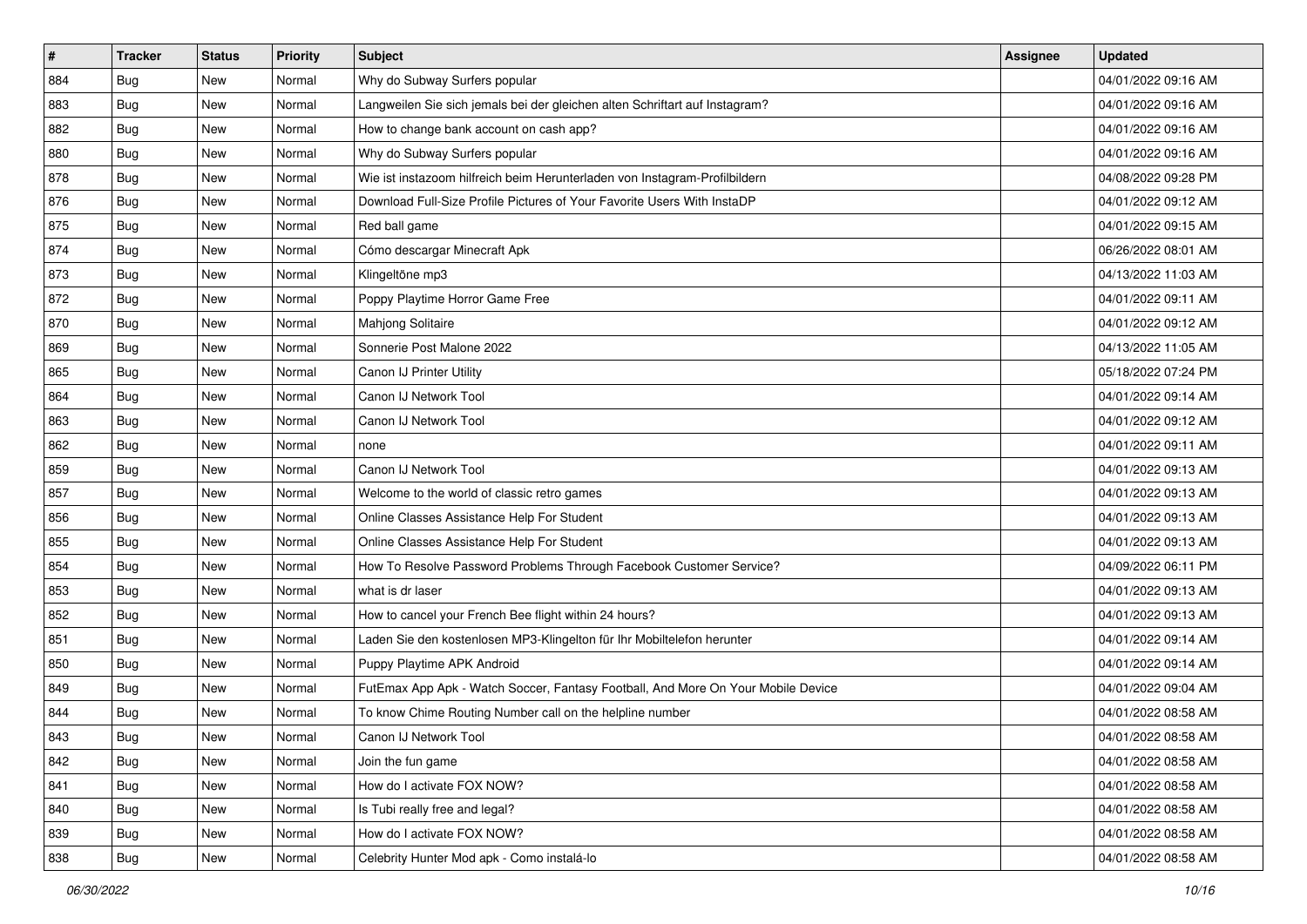| # | Tracker | Status | Priority | Subject | Assignee | Updated |
|---|---|---|---|---|---|---|
| 884 | Bug | New | Normal | Why do Subway Surfers popular | | 04/01/2022 09:16 AM |
| 883 | Bug | New | Normal | Langweilen Sie sich jemals bei der gleichen alten Schriftart auf Instagram? | | 04/01/2022 09:16 AM |
| 882 | Bug | New | Normal | How to change bank account on cash app? | | 04/01/2022 09:16 AM |
| 880 | Bug | New | Normal | Why do Subway Surfers popular | | 04/01/2022 09:16 AM |
| 878 | Bug | New | Normal | Wie ist instazoom hilfreich beim Herunterladen von Instagram-Profilbildern | | 04/08/2022 09:28 PM |
| 876 | Bug | New | Normal | Download Full-Size Profile Pictures of Your Favorite Users With InstaDP | | 04/01/2022 09:12 AM |
| 875 | Bug | New | Normal | Red ball game | | 04/01/2022 09:15 AM |
| 874 | Bug | New | Normal | Cómo descargar Minecraft Apk | | 06/26/2022 08:01 AM |
| 873 | Bug | New | Normal | Klingeltöne mp3 | | 04/13/2022 11:03 AM |
| 872 | Bug | New | Normal | Poppy Playtime Horror Game Free | | 04/01/2022 09:11 AM |
| 870 | Bug | New | Normal | Mahjong Solitaire | | 04/01/2022 09:12 AM |
| 869 | Bug | New | Normal | Sonnerie Post Malone 2022 | | 04/13/2022 11:05 AM |
| 865 | Bug | New | Normal | Canon IJ Printer Utility | | 05/18/2022 07:24 PM |
| 864 | Bug | New | Normal | Canon IJ Network Tool | | 04/01/2022 09:14 AM |
| 863 | Bug | New | Normal | Canon IJ Network Tool | | 04/01/2022 09:12 AM |
| 862 | Bug | New | Normal | none | | 04/01/2022 09:11 AM |
| 859 | Bug | New | Normal | Canon IJ Network Tool | | 04/01/2022 09:13 AM |
| 857 | Bug | New | Normal | Welcome to the world of classic retro games | | 04/01/2022 09:13 AM |
| 856 | Bug | New | Normal | Online Classes Assistance Help For Student | | 04/01/2022 09:13 AM |
| 855 | Bug | New | Normal | Online Classes Assistance Help For Student | | 04/01/2022 09:13 AM |
| 854 | Bug | New | Normal | How To Resolve Password Problems Through Facebook Customer Service? | | 04/09/2022 06:11 PM |
| 853 | Bug | New | Normal | what is dr laser | | 04/01/2022 09:13 AM |
| 852 | Bug | New | Normal | How to cancel your French Bee flight within 24 hours? | | 04/01/2022 09:13 AM |
| 851 | Bug | New | Normal | Laden Sie den kostenlosen MP3-Klingelton für Ihr Mobiltelefon herunter | | 04/01/2022 09:14 AM |
| 850 | Bug | New | Normal | Puppy Playtime APK Android | | 04/01/2022 09:14 AM |
| 849 | Bug | New | Normal | FutEmax App Apk - Watch Soccer, Fantasy Football, And More On Your Mobile Device | | 04/01/2022 09:04 AM |
| 844 | Bug | New | Normal | To know Chime Routing Number call on the helpline number | | 04/01/2022 08:58 AM |
| 843 | Bug | New | Normal | Canon IJ Network Tool | | 04/01/2022 08:58 AM |
| 842 | Bug | New | Normal | Join the fun game | | 04/01/2022 08:58 AM |
| 841 | Bug | New | Normal | How do I activate FOX NOW? | | 04/01/2022 08:58 AM |
| 840 | Bug | New | Normal | Is Tubi really free and legal? | | 04/01/2022 08:58 AM |
| 839 | Bug | New | Normal | How do I activate FOX NOW? | | 04/01/2022 08:58 AM |
| 838 | Bug | New | Normal | Celebrity Hunter Mod apk - Como instalá-lo | | 04/01/2022 08:58 AM |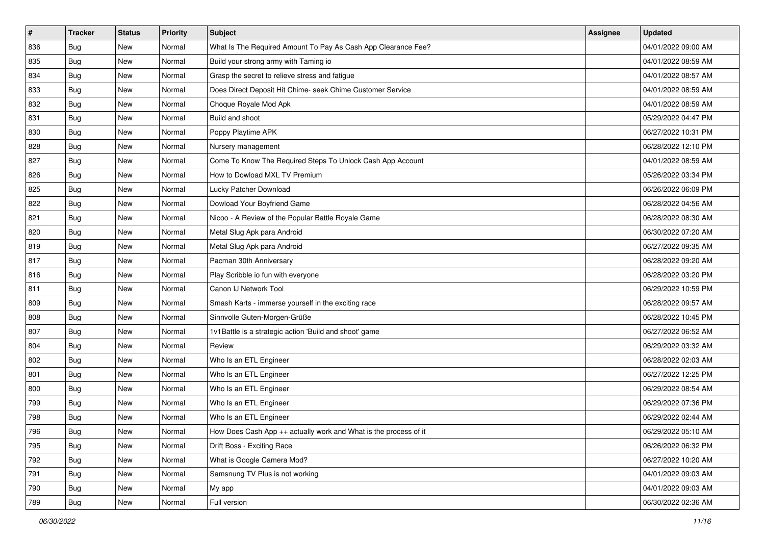| # | Tracker | Status | Priority | Subject | Assignee | Updated |
|---|---|---|---|---|---|---|
| 836 | Bug | New | Normal | What Is The Required Amount To Pay As Cash App Clearance Fee? | | 04/01/2022 09:00 AM |
| 835 | Bug | New | Normal | Build your strong army with Taming io | | 04/01/2022 08:59 AM |
| 834 | Bug | New | Normal | Grasp the secret to relieve stress and fatigue | | 04/01/2022 08:57 AM |
| 833 | Bug | New | Normal | Does Direct Deposit Hit Chime- seek Chime Customer Service | | 04/01/2022 08:59 AM |
| 832 | Bug | New | Normal | Choque Royale Mod Apk | | 04/01/2022 08:59 AM |
| 831 | Bug | New | Normal | Build and shoot | | 05/29/2022 04:47 PM |
| 830 | Bug | New | Normal | Poppy Playtime APK | | 06/27/2022 10:31 PM |
| 828 | Bug | New | Normal | Nursery management | | 06/28/2022 12:10 PM |
| 827 | Bug | New | Normal | Come To Know The Required Steps To Unlock Cash App Account | | 04/01/2022 08:59 AM |
| 826 | Bug | New | Normal | How to Dowload MXL TV Premium | | 05/26/2022 03:34 PM |
| 825 | Bug | New | Normal | Lucky Patcher Download | | 06/26/2022 06:09 PM |
| 822 | Bug | New | Normal | Dowload Your Boyfriend Game | | 06/28/2022 04:56 AM |
| 821 | Bug | New | Normal | Nicoo - A Review of the Popular Battle Royale Game | | 06/28/2022 08:30 AM |
| 820 | Bug | New | Normal | Metal Slug Apk para Android | | 06/30/2022 07:20 AM |
| 819 | Bug | New | Normal | Metal Slug Apk para Android | | 06/27/2022 09:35 AM |
| 817 | Bug | New | Normal | Pacman 30th Anniversary | | 06/28/2022 09:20 AM |
| 816 | Bug | New | Normal | Play Scribble io fun with everyone | | 06/28/2022 03:20 PM |
| 811 | Bug | New | Normal | Canon IJ Network Tool | | 06/29/2022 10:59 PM |
| 809 | Bug | New | Normal | Smash Karts - immerse yourself in the exciting race | | 06/28/2022 09:57 AM |
| 808 | Bug | New | Normal | Sinnvolle Guten-Morgen-Grüße | | 06/28/2022 10:45 PM |
| 807 | Bug | New | Normal | 1v1Battle is a strategic action 'Build and shoot' game | | 06/27/2022 06:52 AM |
| 804 | Bug | New | Normal | Review | | 06/29/2022 03:32 AM |
| 802 | Bug | New | Normal | Who Is an ETL Engineer | | 06/28/2022 02:03 AM |
| 801 | Bug | New | Normal | Who Is an ETL Engineer | | 06/27/2022 12:25 PM |
| 800 | Bug | New | Normal | Who Is an ETL Engineer | | 06/29/2022 08:54 AM |
| 799 | Bug | New | Normal | Who Is an ETL Engineer | | 06/29/2022 07:36 PM |
| 798 | Bug | New | Normal | Who Is an ETL Engineer | | 06/29/2022 02:44 AM |
| 796 | Bug | New | Normal | How Does Cash App ++ actually work and What is the process of it | | 06/29/2022 05:10 AM |
| 795 | Bug | New | Normal | Drift Boss - Exciting Race | | 06/26/2022 06:32 PM |
| 792 | Bug | New | Normal | What is Google Camera Mod? | | 06/27/2022 10:20 AM |
| 791 | Bug | New | Normal | Samsnung TV Plus is not working | | 04/01/2022 09:03 AM |
| 790 | Bug | New | Normal | My app | | 04/01/2022 09:03 AM |
| 789 | Bug | New | Normal | Full version | | 06/30/2022 02:36 AM |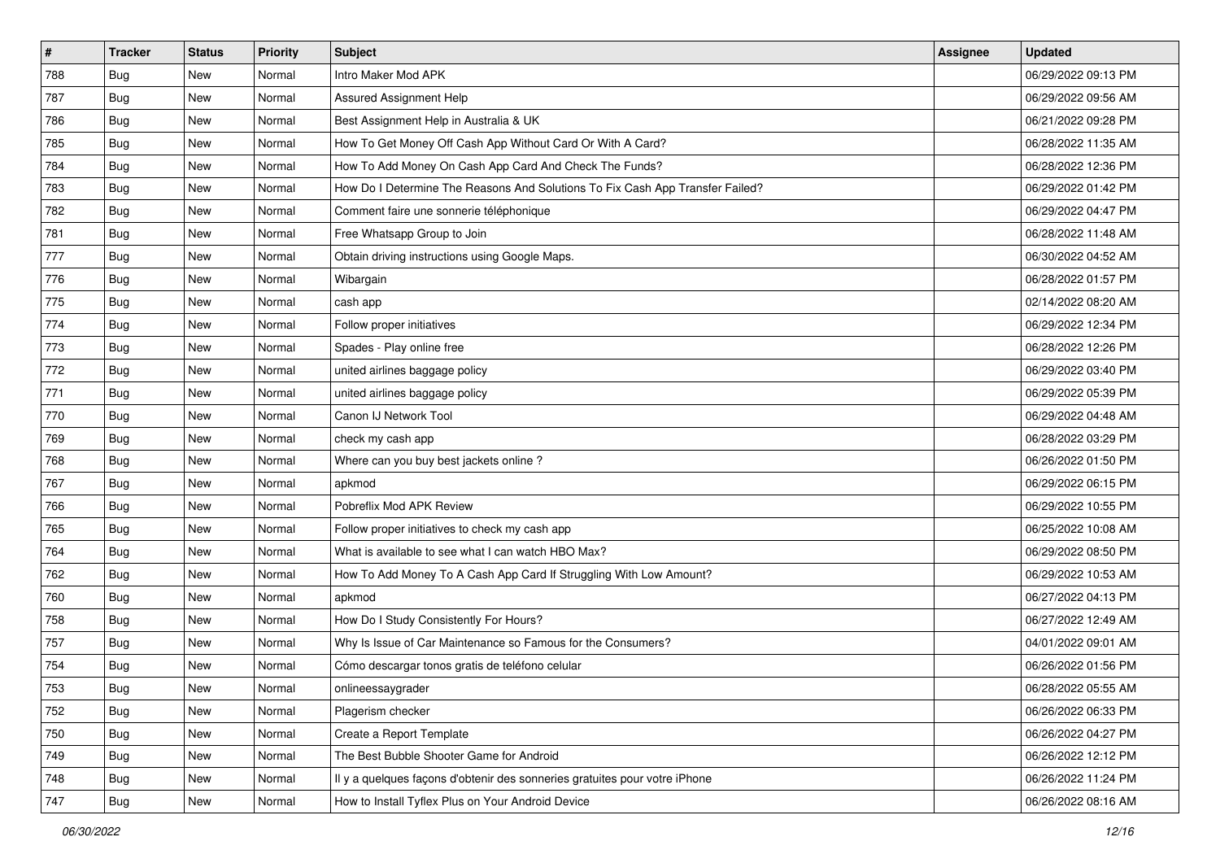| # | Tracker | Status | Priority | Subject | Assignee | Updated |
|---|---|---|---|---|---|---|
| 788 | Bug | New | Normal | Intro Maker Mod APK | | 06/29/2022 09:13 PM |
| 787 | Bug | New | Normal | Assured Assignment Help | | 06/29/2022 09:56 AM |
| 786 | Bug | New | Normal | Best Assignment Help in Australia & UK | | 06/21/2022 09:28 PM |
| 785 | Bug | New | Normal | How To Get Money Off Cash App Without Card Or With A Card? | | 06/28/2022 11:35 AM |
| 784 | Bug | New | Normal | How To Add Money On Cash App Card And Check The Funds? | | 06/28/2022 12:36 PM |
| 783 | Bug | New | Normal | How Do I Determine The Reasons And Solutions To Fix Cash App Transfer Failed? | | 06/29/2022 01:42 PM |
| 782 | Bug | New | Normal | Comment faire une sonnerie téléphonique | | 06/29/2022 04:47 PM |
| 781 | Bug | New | Normal | Free Whatsapp Group to Join | | 06/28/2022 11:48 AM |
| 777 | Bug | New | Normal | Obtain driving instructions using Google Maps. | | 06/30/2022 04:52 AM |
| 776 | Bug | New | Normal | Wibargain | | 06/28/2022 01:57 PM |
| 775 | Bug | New | Normal | cash app | | 02/14/2022 08:20 AM |
| 774 | Bug | New | Normal | Follow proper initiatives | | 06/29/2022 12:34 PM |
| 773 | Bug | New | Normal | Spades - Play online free | | 06/28/2022 12:26 PM |
| 772 | Bug | New | Normal | united airlines baggage policy | | 06/29/2022 03:40 PM |
| 771 | Bug | New | Normal | united airlines baggage policy | | 06/29/2022 05:39 PM |
| 770 | Bug | New | Normal | Canon IJ Network Tool | | 06/29/2022 04:48 AM |
| 769 | Bug | New | Normal | check my cash app | | 06/28/2022 03:29 PM |
| 768 | Bug | New | Normal | Where can you buy best jackets online ? | | 06/26/2022 01:50 PM |
| 767 | Bug | New | Normal | apkmod | | 06/29/2022 06:15 PM |
| 766 | Bug | New | Normal | Pobreflix Mod APK Review | | 06/29/2022 10:55 PM |
| 765 | Bug | New | Normal | Follow proper initiatives to check my cash app | | 06/25/2022 10:08 AM |
| 764 | Bug | New | Normal | What is available to see what I can watch HBO Max? | | 06/29/2022 08:50 PM |
| 762 | Bug | New | Normal | How To Add Money To A Cash App Card If Struggling With Low Amount? | | 06/29/2022 10:53 AM |
| 760 | Bug | New | Normal | apkmod | | 06/27/2022 04:13 PM |
| 758 | Bug | New | Normal | How Do I Study Consistently For Hours? | | 06/27/2022 12:49 AM |
| 757 | Bug | New | Normal | Why Is Issue of Car Maintenance so Famous for the Consumers? | | 04/01/2022 09:01 AM |
| 754 | Bug | New | Normal | Cómo descargar tonos gratis de teléfono celular | | 06/26/2022 01:56 PM |
| 753 | Bug | New | Normal | onlineessaygrader | | 06/28/2022 05:55 AM |
| 752 | Bug | New | Normal | Plagerism checker | | 06/26/2022 06:33 PM |
| 750 | Bug | New | Normal | Create a Report Template | | 06/26/2022 04:27 PM |
| 749 | Bug | New | Normal | The Best Bubble Shooter Game for Android | | 06/26/2022 12:12 PM |
| 748 | Bug | New | Normal | Il y a quelques façons d'obtenir des sonneries gratuites pour votre iPhone | | 06/26/2022 11:24 PM |
| 747 | Bug | New | Normal | How to Install Tyflex Plus on Your Android Device | | 06/26/2022 08:16 AM |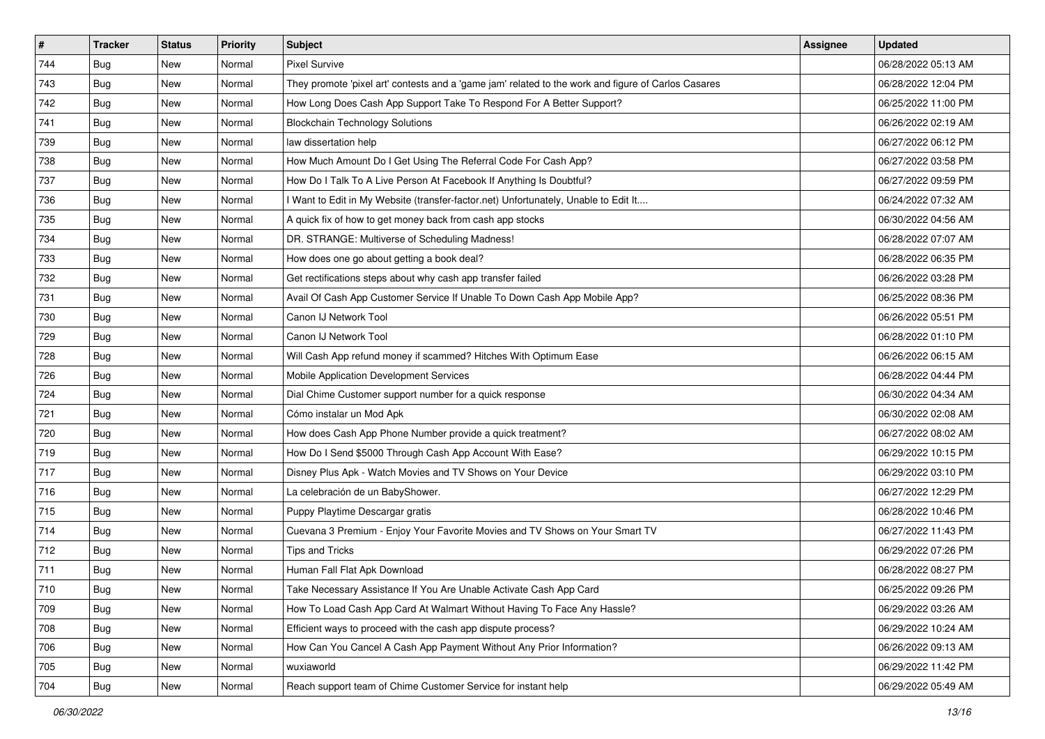| # | Tracker | Status | Priority | Subject | Assignee | Updated |
|---|---|---|---|---|---|---|
| 744 | Bug | New | Normal | Pixel Survive | | 06/28/2022 05:13 AM |
| 743 | Bug | New | Normal | They promote 'pixel art' contests and a 'game jam' related to the work and figure of Carlos Casares | | 06/28/2022 12:04 PM |
| 742 | Bug | New | Normal | How Long Does Cash App Support Take To Respond For A Better Support? | | 06/25/2022 11:00 PM |
| 741 | Bug | New | Normal | Blockchain Technology Solutions | | 06/26/2022 02:19 AM |
| 739 | Bug | New | Normal | law dissertation help | | 06/27/2022 06:12 PM |
| 738 | Bug | New | Normal | How Much Amount Do I Get Using The Referral Code For Cash App? | | 06/27/2022 03:58 PM |
| 737 | Bug | New | Normal | How Do I Talk To A Live Person At Facebook If Anything Is Doubtful? | | 06/27/2022 09:59 PM |
| 736 | Bug | New | Normal | I Want to Edit in My Website (transfer-factor.net) Unfortunately, Unable to Edit It.... | | 06/24/2022 07:32 AM |
| 735 | Bug | New | Normal | A quick fix of how to get money back from cash app stocks | | 06/30/2022 04:56 AM |
| 734 | Bug | New | Normal | DR. STRANGE: Multiverse of Scheduling Madness! | | 06/28/2022 07:07 AM |
| 733 | Bug | New | Normal | How does one go about getting a book deal? | | 06/28/2022 06:35 PM |
| 732 | Bug | New | Normal | Get rectifications steps about why cash app transfer failed | | 06/26/2022 03:28 PM |
| 731 | Bug | New | Normal | Avail Of Cash App Customer Service If Unable To Down Cash App Mobile App? | | 06/25/2022 08:36 PM |
| 730 | Bug | New | Normal | Canon IJ Network Tool | | 06/26/2022 05:51 PM |
| 729 | Bug | New | Normal | Canon IJ Network Tool | | 06/28/2022 01:10 PM |
| 728 | Bug | New | Normal | Will Cash App refund money if scammed? Hitches With Optimum Ease | | 06/26/2022 06:15 AM |
| 726 | Bug | New | Normal | Mobile Application Development Services | | 06/28/2022 04:44 PM |
| 724 | Bug | New | Normal | Dial Chime Customer support number for a quick response | | 06/30/2022 04:34 AM |
| 721 | Bug | New | Normal | Cómo instalar un Mod Apk | | 06/30/2022 02:08 AM |
| 720 | Bug | New | Normal | How does Cash App Phone Number provide a quick treatment? | | 06/27/2022 08:02 AM |
| 719 | Bug | New | Normal | How Do I Send $5000 Through Cash App Account With Ease? | | 06/29/2022 10:15 PM |
| 717 | Bug | New | Normal | Disney Plus Apk - Watch Movies and TV Shows on Your Device | | 06/29/2022 03:10 PM |
| 716 | Bug | New | Normal | La celebración de un BabyShower. | | 06/27/2022 12:29 PM |
| 715 | Bug | New | Normal | Puppy Playtime Descargar gratis | | 06/28/2022 10:46 PM |
| 714 | Bug | New | Normal | Cuevana 3 Premium - Enjoy Your Favorite Movies and TV Shows on Your Smart TV | | 06/27/2022 11:43 PM |
| 712 | Bug | New | Normal | Tips and Tricks | | 06/29/2022 07:26 PM |
| 711 | Bug | New | Normal | Human Fall Flat Apk Download | | 06/28/2022 08:27 PM |
| 710 | Bug | New | Normal | Take Necessary Assistance If You Are Unable Activate Cash App Card | | 06/25/2022 09:26 PM |
| 709 | Bug | New | Normal | How To Load Cash App Card At Walmart Without Having To Face Any Hassle? | | 06/29/2022 03:26 AM |
| 708 | Bug | New | Normal | Efficient ways to proceed with the cash app dispute process? | | 06/29/2022 10:24 AM |
| 706 | Bug | New | Normal | How Can You Cancel A Cash App Payment Without Any Prior Information? | | 06/26/2022 09:13 AM |
| 705 | Bug | New | Normal | wuxiaworld | | 06/29/2022 11:42 PM |
| 704 | Bug | New | Normal | Reach support team of Chime Customer Service for instant help | | 06/29/2022 05:49 AM |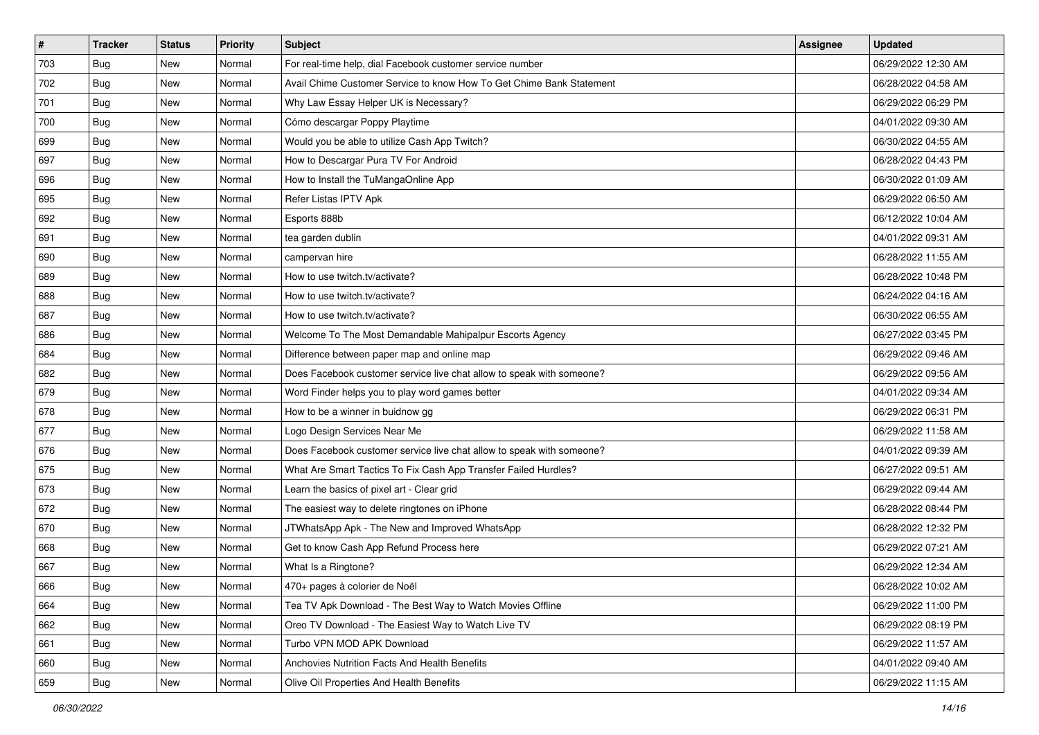| # | Tracker | Status | Priority | Subject | Assignee | Updated |
| --- | --- | --- | --- | --- | --- | --- |
| 703 | Bug | New | Normal | For real-time help, dial Facebook customer service number | | 06/29/2022 12:30 AM |
| 702 | Bug | New | Normal | Avail Chime Customer Service to know How To Get Chime Bank Statement | | 06/28/2022 04:58 AM |
| 701 | Bug | New | Normal | Why Law Essay Helper UK is Necessary? | | 06/29/2022 06:29 PM |
| 700 | Bug | New | Normal | Cómo descargar Poppy Playtime | | 04/01/2022 09:30 AM |
| 699 | Bug | New | Normal | Would you be able to utilize Cash App Twitch? | | 06/30/2022 04:55 AM |
| 697 | Bug | New | Normal | How to Descargar Pura TV For Android | | 06/28/2022 04:43 PM |
| 696 | Bug | New | Normal | How to Install the TuMangaOnline App | | 06/30/2022 01:09 AM |
| 695 | Bug | New | Normal | Refer Listas IPTV Apk | | 06/29/2022 06:50 AM |
| 692 | Bug | New | Normal | Esports 888b | | 06/12/2022 10:04 AM |
| 691 | Bug | New | Normal | tea garden dublin | | 04/01/2022 09:31 AM |
| 690 | Bug | New | Normal | campervan hire | | 06/28/2022 11:55 AM |
| 689 | Bug | New | Normal | How to use twitch.tv/activate? | | 06/28/2022 10:48 PM |
| 688 | Bug | New | Normal | How to use twitch.tv/activate? | | 06/24/2022 04:16 AM |
| 687 | Bug | New | Normal | How to use twitch.tv/activate? | | 06/30/2022 06:55 AM |
| 686 | Bug | New | Normal | Welcome To The Most Demandable Mahipalpur Escorts Agency | | 06/27/2022 03:45 PM |
| 684 | Bug | New | Normal | Difference between paper map and online map | | 06/29/2022 09:46 AM |
| 682 | Bug | New | Normal | Does Facebook customer service live chat allow to speak with someone? | | 06/29/2022 09:56 AM |
| 679 | Bug | New | Normal | Word Finder helps you to play word games better | | 04/01/2022 09:34 AM |
| 678 | Bug | New | Normal | How to be a winner in buidnow gg | | 06/29/2022 06:31 PM |
| 677 | Bug | New | Normal | Logo Design Services Near Me | | 06/29/2022 11:58 AM |
| 676 | Bug | New | Normal | Does Facebook customer service live chat allow to speak with someone? | | 04/01/2022 09:39 AM |
| 675 | Bug | New | Normal | What Are Smart Tactics To Fix Cash App Transfer Failed Hurdles? | | 06/27/2022 09:51 AM |
| 673 | Bug | New | Normal | Learn the basics of pixel art - Clear grid | | 06/29/2022 09:44 AM |
| 672 | Bug | New | Normal | The easiest way to delete ringtones on iPhone | | 06/28/2022 08:44 PM |
| 670 | Bug | New | Normal | JTWhatsApp Apk - The New and Improved WhatsApp | | 06/28/2022 12:32 PM |
| 668 | Bug | New | Normal | Get to know Cash App Refund Process here | | 06/29/2022 07:21 AM |
| 667 | Bug | New | Normal | What Is a Ringtone? | | 06/29/2022 12:34 AM |
| 666 | Bug | New | Normal | 470+ pages à colorier de Noël | | 06/28/2022 10:02 AM |
| 664 | Bug | New | Normal | Tea TV Apk Download - The Best Way to Watch Movies Offline | | 06/29/2022 11:00 PM |
| 662 | Bug | New | Normal | Oreo TV Download - The Easiest Way to Watch Live TV | | 06/29/2022 08:19 PM |
| 661 | Bug | New | Normal | Turbo VPN MOD APK Download | | 06/29/2022 11:57 AM |
| 660 | Bug | New | Normal | Anchovies Nutrition Facts And Health Benefits | | 04/01/2022 09:40 AM |
| 659 | Bug | New | Normal | Olive Oil Properties And Health Benefits | | 06/29/2022 11:15 AM |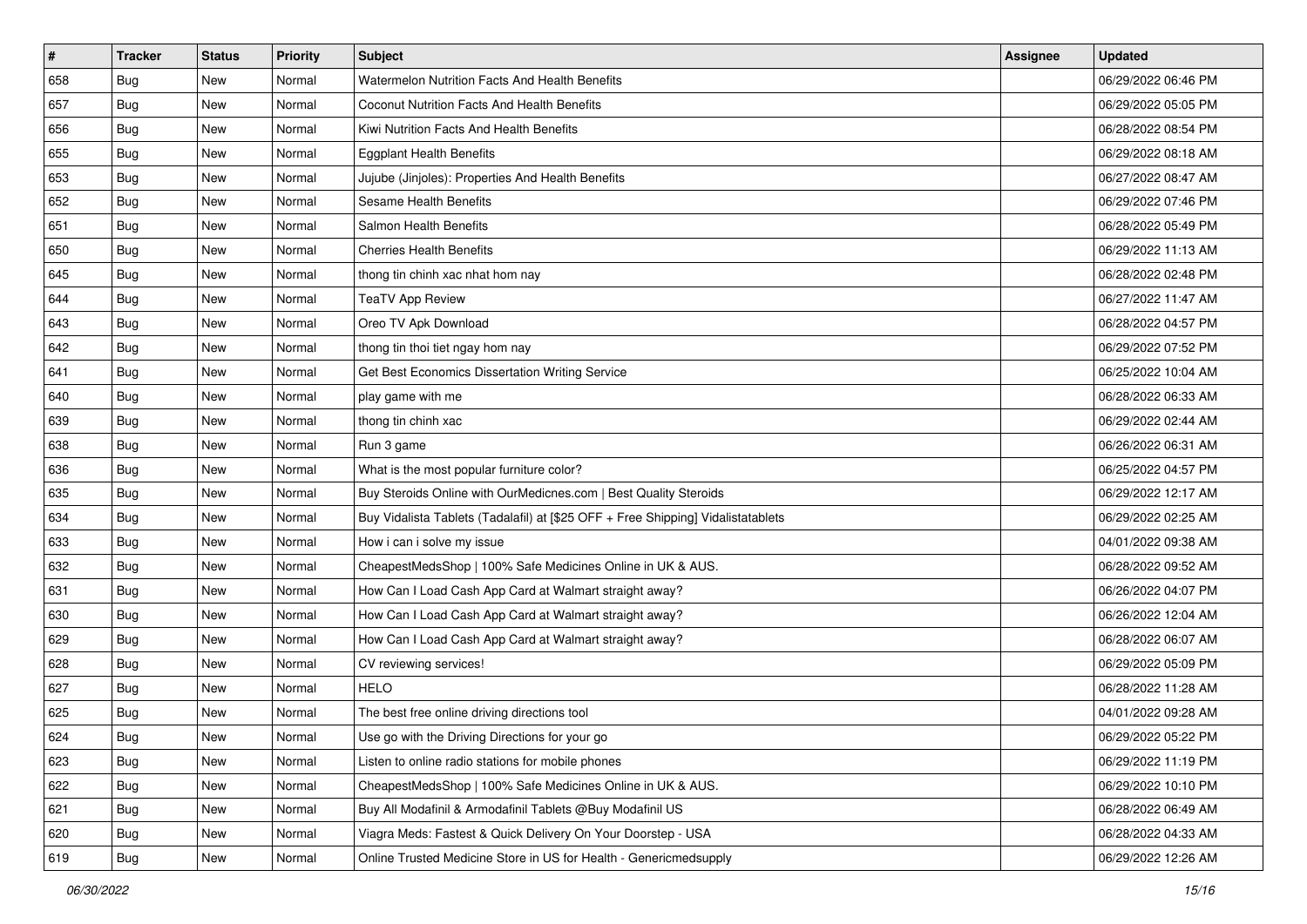| # | Tracker | Status | Priority | Subject | Assignee | Updated |
|---|---|---|---|---|---|---|
| 658 | Bug | New | Normal | Watermelon Nutrition Facts And Health Benefits | | 06/29/2022 06:46 PM |
| 657 | Bug | New | Normal | Coconut Nutrition Facts And Health Benefits | | 06/29/2022 05:05 PM |
| 656 | Bug | New | Normal | Kiwi Nutrition Facts And Health Benefits | | 06/28/2022 08:54 PM |
| 655 | Bug | New | Normal | Eggplant Health Benefits | | 06/29/2022 08:18 AM |
| 653 | Bug | New | Normal | Jujube (Jinjoles): Properties And Health Benefits | | 06/27/2022 08:47 AM |
| 652 | Bug | New | Normal | Sesame Health Benefits | | 06/29/2022 07:46 PM |
| 651 | Bug | New | Normal | Salmon Health Benefits | | 06/28/2022 05:49 PM |
| 650 | Bug | New | Normal | Cherries Health Benefits | | 06/29/2022 11:13 AM |
| 645 | Bug | New | Normal | thong tin chinh xac nhat hom nay | | 06/28/2022 02:48 PM |
| 644 | Bug | New | Normal | TeaTV App Review | | 06/27/2022 11:47 AM |
| 643 | Bug | New | Normal | Oreo TV Apk Download | | 06/28/2022 04:57 PM |
| 642 | Bug | New | Normal | thong tin thoi tiet ngay hom nay | | 06/29/2022 07:52 PM |
| 641 | Bug | New | Normal | Get Best Economics Dissertation Writing Service | | 06/25/2022 10:04 AM |
| 640 | Bug | New | Normal | play game with me | | 06/28/2022 06:33 AM |
| 639 | Bug | New | Normal | thong tin chinh xac | | 06/29/2022 02:44 AM |
| 638 | Bug | New | Normal | Run 3 game | | 06/26/2022 06:31 AM |
| 636 | Bug | New | Normal | What is the most popular furniture color? | | 06/25/2022 04:57 PM |
| 635 | Bug | New | Normal | Buy Steroids Online with OurMedicnes.com \| Best Quality Steroids | | 06/29/2022 12:17 AM |
| 634 | Bug | New | Normal | Buy Vidalista Tablets (Tadalafil) at [$25 OFF + Free Shipping] Vidalistatablets | | 06/29/2022 02:25 AM |
| 633 | Bug | New | Normal | How i can i solve my issue | | 04/01/2022 09:38 AM |
| 632 | Bug | New | Normal | CheapestMedsShop \| 100% Safe Medicines Online in UK & AUS. | | 06/28/2022 09:52 AM |
| 631 | Bug | New | Normal | How Can I Load Cash App Card at Walmart straight away? | | 06/26/2022 04:07 PM |
| 630 | Bug | New | Normal | How Can I Load Cash App Card at Walmart straight away? | | 06/26/2022 12:04 AM |
| 629 | Bug | New | Normal | How Can I Load Cash App Card at Walmart straight away? | | 06/28/2022 06:07 AM |
| 628 | Bug | New | Normal | CV reviewing services! | | 06/29/2022 05:09 PM |
| 627 | Bug | New | Normal | HELO | | 06/28/2022 11:28 AM |
| 625 | Bug | New | Normal | The best free online driving directions tool | | 04/01/2022 09:28 AM |
| 624 | Bug | New | Normal | Use go with the Driving Directions for your go | | 06/29/2022 05:22 PM |
| 623 | Bug | New | Normal | Listen to online radio stations for mobile phones | | 06/29/2022 11:19 PM |
| 622 | Bug | New | Normal | CheapestMedsShop \| 100% Safe Medicines Online in UK & AUS. | | 06/29/2022 10:10 PM |
| 621 | Bug | New | Normal | Buy All Modafinil & Armodafinil Tablets @Buy Modafinil US | | 06/28/2022 06:49 AM |
| 620 | Bug | New | Normal | Viagra Meds: Fastest & Quick Delivery On Your Doorstep - USA | | 06/28/2022 04:33 AM |
| 619 | Bug | New | Normal | Online Trusted Medicine Store in US for Health - Genericmedsupply | | 06/29/2022 12:26 AM |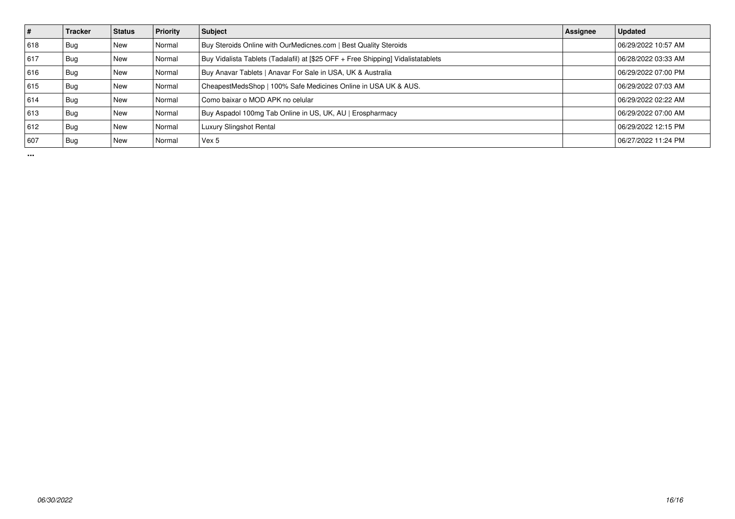| # | Tracker | Status | Priority | Subject | Assignee | Updated |
| --- | --- | --- | --- | --- | --- | --- |
| 618 | Bug | New | Normal | Buy Steroids Online with OurMedicnes.com \| Best Quality Steroids | | 06/29/2022 10:57 AM |
| 617 | Bug | New | Normal | Buy Vidalista Tablets (Tadalafil) at [$25 OFF + Free Shipping] Vidalistatablets | | 06/28/2022 03:33 AM |
| 616 | Bug | New | Normal | Buy Anavar Tablets \| Anavar For Sale in USA, UK & Australia | | 06/29/2022 07:00 PM |
| 615 | Bug | New | Normal | CheapestMedsShop \| 100% Safe Medicines Online in USA UK & AUS. | | 06/29/2022 07:03 AM |
| 614 | Bug | New | Normal | Como baixar o MOD APK no celular | | 06/29/2022 02:22 AM |
| 613 | Bug | New | Normal | Buy Aspadol 100mg Tab Online in US, UK, AU \| Erospharmacy | | 06/29/2022 07:00 AM |
| 612 | Bug | New | Normal | Luxury Slingshot Rental | | 06/29/2022 12:15 PM |
| 607 | Bug | New | Normal | Vex 5 | | 06/27/2022 11:24 PM |

...